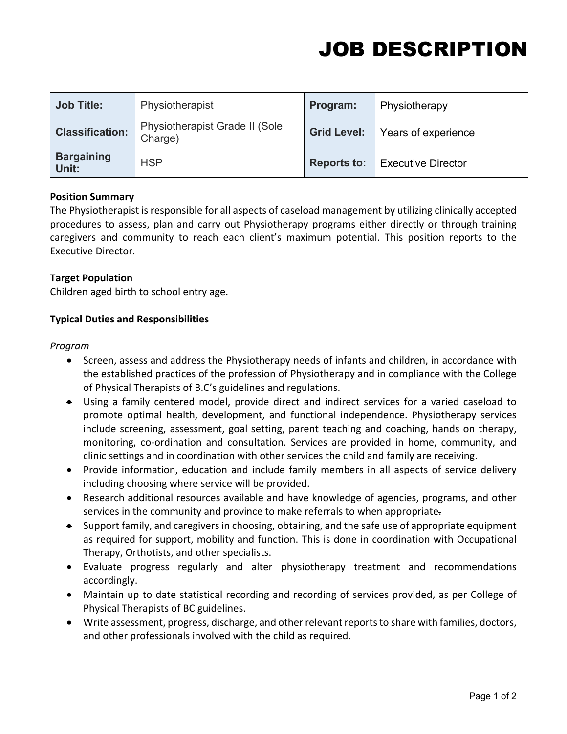# JOB DESCRIPTION

| Job Title: | Physiotherapist | Program: | Physiotherapy |
|---|---|---|---|
| Classification: | Physiotherapist Grade II (Sole Charge) | Grid Level: | Years of experience |
| Bargaining Unit: | HSP | Reports to: | Executive Director |

**Position Summary**

The Physiotherapist is responsible for all aspects of caseload management by utilizing clinically accepted procedures to assess, plan and carry out Physiotherapy programs either directly or through training caregivers and community to reach each client's maximum potential. This position reports to the Executive Director.

**Target Population**

Children aged birth to school entry age.

**Typical Duties and Responsibilities**

*Program*

- Screen, assess and address the Physiotherapy needs of infants and children, in accordance with the established practices of the profession of Physiotherapy and in compliance with the College of Physical Therapists of B.C's guidelines and regulations.
- Using a family centered model, provide direct and indirect services for a varied caseload to promote optimal health, development, and functional independence. Physiotherapy services include screening, assessment, goal setting, parent teaching and coaching, hands on therapy, monitoring, co-ordination and consultation. Services are provided in home, community, and clinic settings and in coordination with other services the child and family are receiving.
- Provide information, education and include family members in all aspects of service delivery including choosing where service will be provided.
- Research additional resources available and have knowledge of agencies, programs, and other services in the community and province to make referrals to when appropriate.
- Support family, and caregivers in choosing, obtaining, and the safe use of appropriate equipment as required for support, mobility and function. This is done in coordination with Occupational Therapy, Orthotists, and other specialists.
- Evaluate progress regularly and alter physiotherapy treatment and recommendations accordingly.
- Maintain up to date statistical recording and recording of services provided, as per College of Physical Therapists of BC guidelines.
- Write assessment, progress, discharge, and other relevant reports to share with families, doctors, and other professionals involved with the child as required.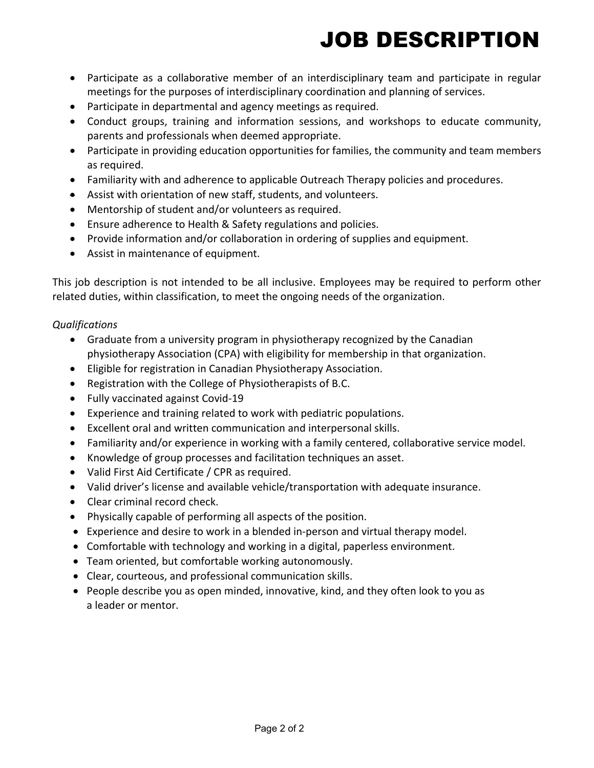# JOB DESCRIPTION

- Participate as a collaborative member of an interdisciplinary team and participate in regular meetings for the purposes of interdisciplinary coordination and planning of services.
- Participate in departmental and agency meetings as required.
- Conduct groups, training and information sessions, and workshops to educate community, parents and professionals when deemed appropriate.
- Participate in providing education opportunities for families, the community and team members as required.
- Familiarity with and adherence to applicable Outreach Therapy policies and procedures.
- Assist with orientation of new staff, students, and volunteers.
- Mentorship of student and/or volunteers as required.
- Ensure adherence to Health & Safety regulations and policies.
- Provide information and/or collaboration in ordering of supplies and equipment.
- Assist in maintenance of equipment.

This job description is not intended to be all inclusive. Employees may be required to perform other related duties, within classification, to meet the ongoing needs of the organization.

*Qualifications*

- Graduate from a university program in physiotherapy recognized by the Canadian physiotherapy Association (CPA) with eligibility for membership in that organization.
- Eligible for registration in Canadian Physiotherapy Association.
- Registration with the College of Physiotherapists of B.C.
- Fully vaccinated against Covid-19
- Experience and training related to work with pediatric populations.
- Excellent oral and written communication and interpersonal skills.
- Familiarity and/or experience in working with a family centered, collaborative service model.
- Knowledge of group processes and facilitation techniques an asset.
- Valid First Aid Certificate / CPR as required.
- Valid driver's license and available vehicle/transportation with adequate insurance.
- Clear criminal record check.
- Physically capable of performing all aspects of the position.
- Experience and desire to work in a blended in-person and virtual therapy model.
- Comfortable with technology and working in a digital, paperless environment.
- Team oriented, but comfortable working autonomously.
- Clear, courteous, and professional communication skills.
- People describe you as open minded, innovative, kind, and they often look to you as a leader or mentor.